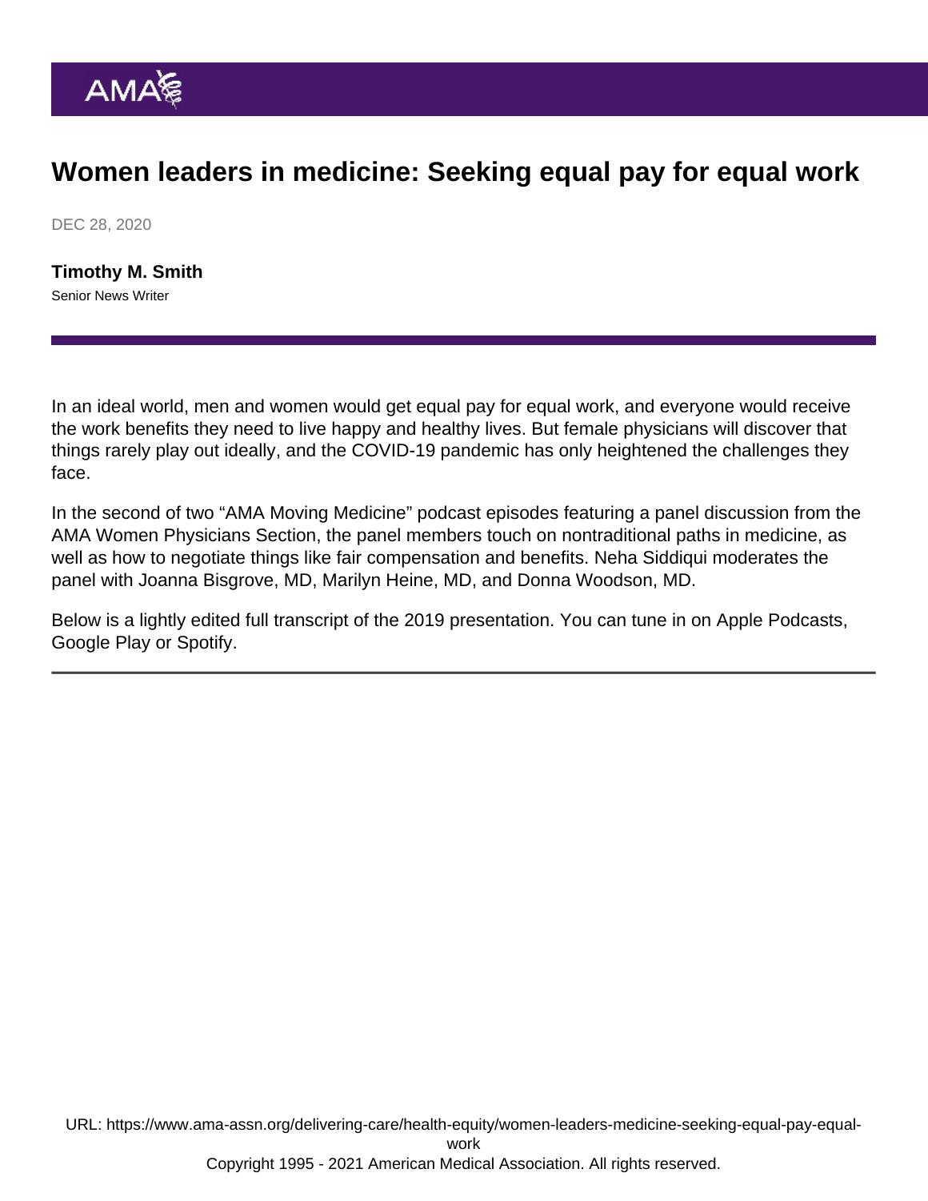# Women leaders in medicine: Seeking equal pay for equal work

DEC 28, 2020

**Timothy M. Smith**
Senior News Writer

---

In an ideal world, men and women would get equal pay for equal work, and everyone would receive the work benefits they need to live happy and healthy lives. But female physicians will discover that things rarely play out ideally, and the COVID-19 pandemic has only heightened the challenges they face.

In the second of two "AMA Moving Medicine" podcast episodes featuring a panel discussion from the AMA Women Physicians Section, the panel members touch on nontraditional paths in medicine, as well as how to negotiate things like fair compensation and benefits. Neha Siddiqui moderates the panel with Joanna Bisgrove, MD, Marilyn Heine, MD, and Donna Woodson, MD.

Below is a lightly edited full transcript of the 2019 presentation. You can tune in on Apple Podcasts, Google Play or Spotify.

---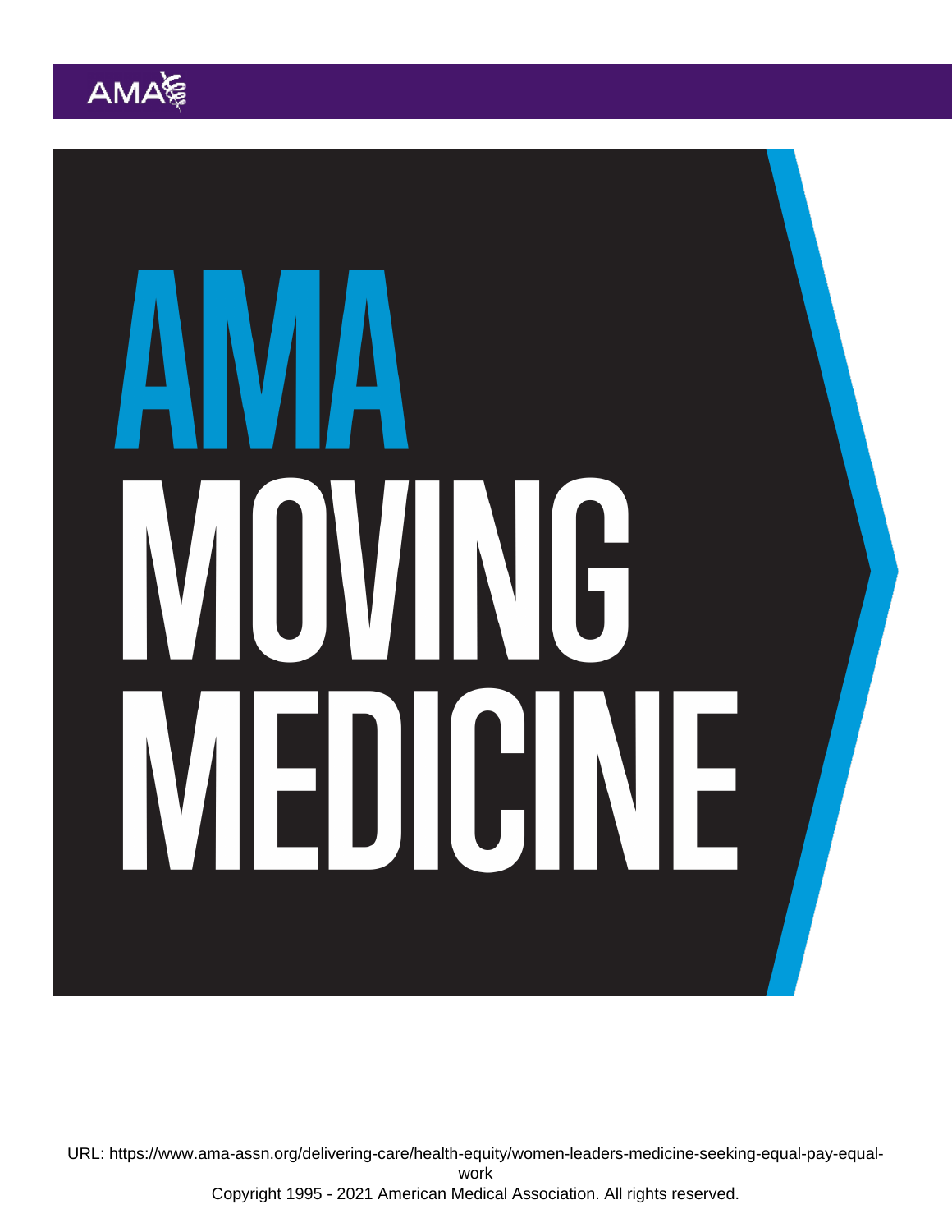AMA

MOVING

MEDICINE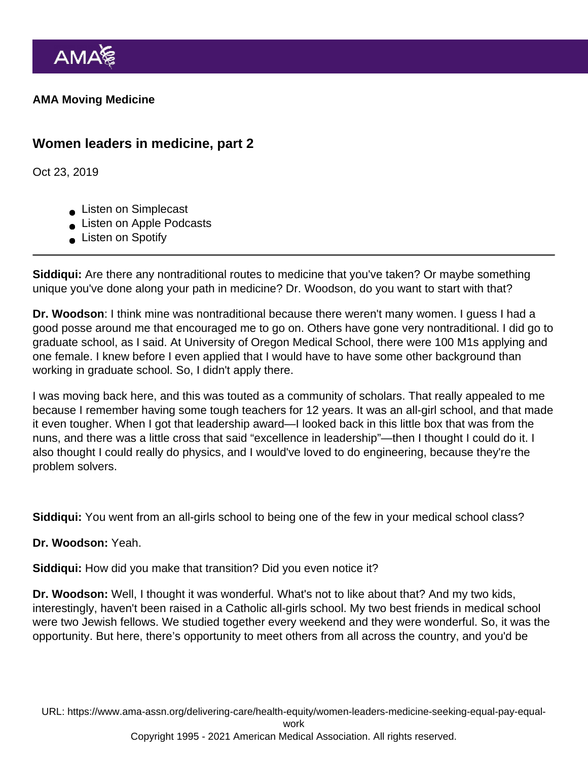**AMA Moving Medicine**

## Women leaders in medicine, part 2

Oct 23, 2019

- Listen on Simplecast
- Listen on Apple Podcasts
- Listen on Spotify

---

**Siddiqui:** Are there any nontraditional routes to medicine that you've taken? Or maybe something unique you've done along your path in medicine? Dr. Woodson, do you want to start with that?

**Dr. Woodson**: I think mine was nontraditional because there weren't many women. I guess I had a good posse around me that encouraged me to go on. Others have gone very nontraditional. I did go to graduate school, as I said. At University of Oregon Medical School, there were 100 M1s applying and one female. I knew before I even applied that I would have to have some other background than working in graduate school. So, I didn't apply there.

I was moving back here, and this was touted as a community of scholars. That really appealed to me because I remember having some tough teachers for 12 years. It was an all-girl school, and that made it even tougher. When I got that leadership award—I looked back in this little box that was from the nuns, and there was a little cross that said "excellence in leadership"—then I thought I could do it. I also thought I could really do physics, and I would've loved to do engineering, because they're the problem solvers.

**Siddiqui:** You went from an all-girls school to being one of the few in your medical school class?

**Dr. Woodson:** Yeah.

**Siddiqui:** How did you make that transition? Did you even notice it?

**Dr. Woodson:** Well, I thought it was wonderful. What's not to like about that? And my two kids, interestingly, haven't been raised in a Catholic all-girls school. My two best friends in medical school were two Jewish fellows. We studied together every weekend and they were wonderful. So, it was the opportunity. But here, there's opportunity to meet others from all across the country, and you'd be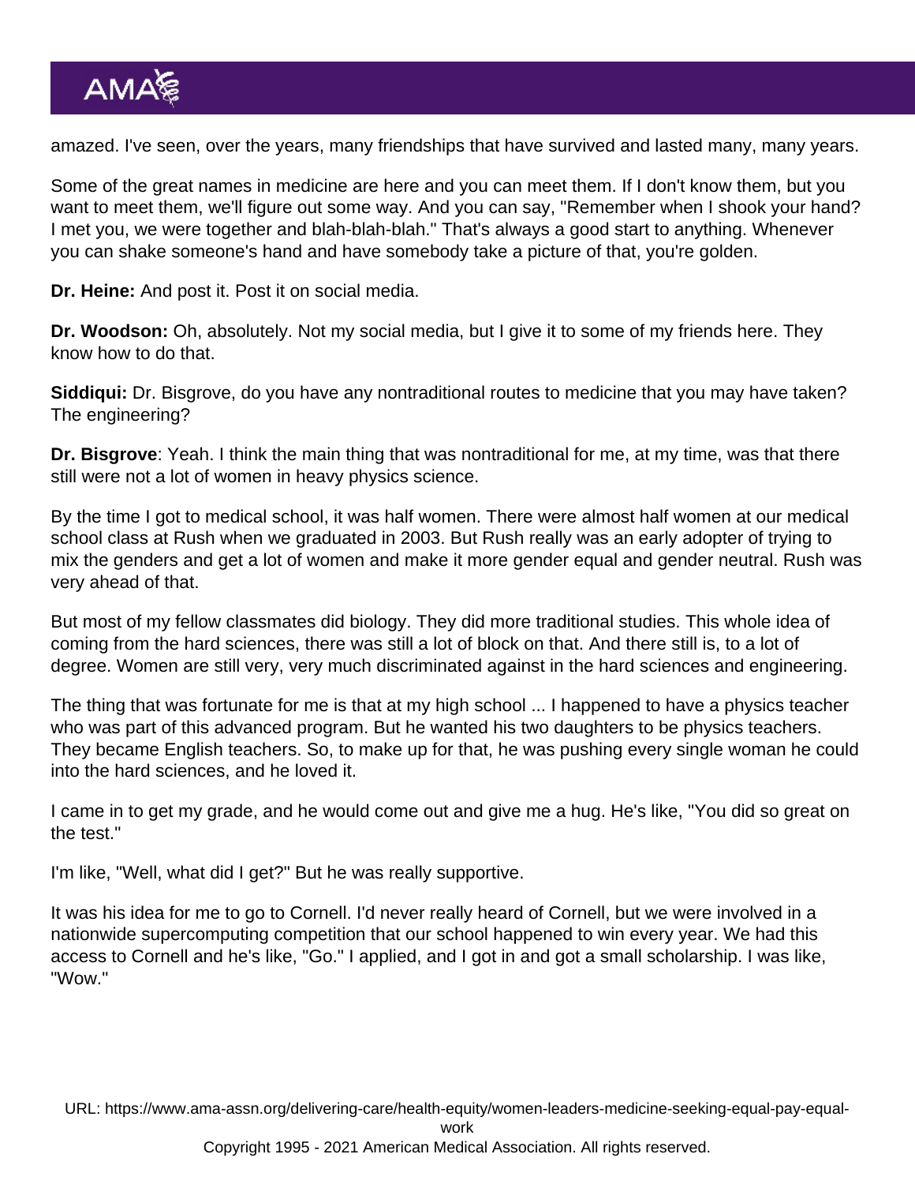amazed. I've seen, over the years, many friendships that have survived and lasted many, many years.

Some of the great names in medicine are here and you can meet them. If I don't know them, but you want to meet them, we'll figure out some way. And you can say, "Remember when I shook your hand? I met you, we were together and blah-blah-blah." That's always a good start to anything. Whenever you can shake someone's hand and have somebody take a picture of that, you're golden.

**Dr. Heine:** And post it. Post it on social media.

**Dr. Woodson:** Oh, absolutely. Not my social media, but I give it to some of my friends here. They know how to do that.

**Siddiqui:** Dr. Bisgrove, do you have any nontraditional routes to medicine that you may have taken? The engineering?

**Dr. Bisgrove**: Yeah. I think the main thing that was nontraditional for me, at my time, was that there still were not a lot of women in heavy physics science.

By the time I got to medical school, it was half women. There were almost half women at our medical school class at Rush when we graduated in 2003. But Rush really was an early adopter of trying to mix the genders and get a lot of women and make it more gender equal and gender neutral. Rush was very ahead of that.

But most of my fellow classmates did biology. They did more traditional studies. This whole idea of coming from the hard sciences, there was still a lot of block on that. And there still is, to a lot of degree. Women are still very, very much discriminated against in the hard sciences and engineering.

The thing that was fortunate for me is that at my high school ... I happened to have a physics teacher who was part of this advanced program. But he wanted his two daughters to be physics teachers. They became English teachers. So, to make up for that, he was pushing every single woman he could into the hard sciences, and he loved it.

I came in to get my grade, and he would come out and give me a hug. He's like, "You did so great on the test."

I'm like, "Well, what did I get?" But he was really supportive.

It was his idea for me to go to Cornell. I'd never really heard of Cornell, but we were involved in a nationwide supercomputing competition that our school happened to win every year. We had this access to Cornell and he's like, "Go." I applied, and I got in and got a small scholarship. I was like, "Wow."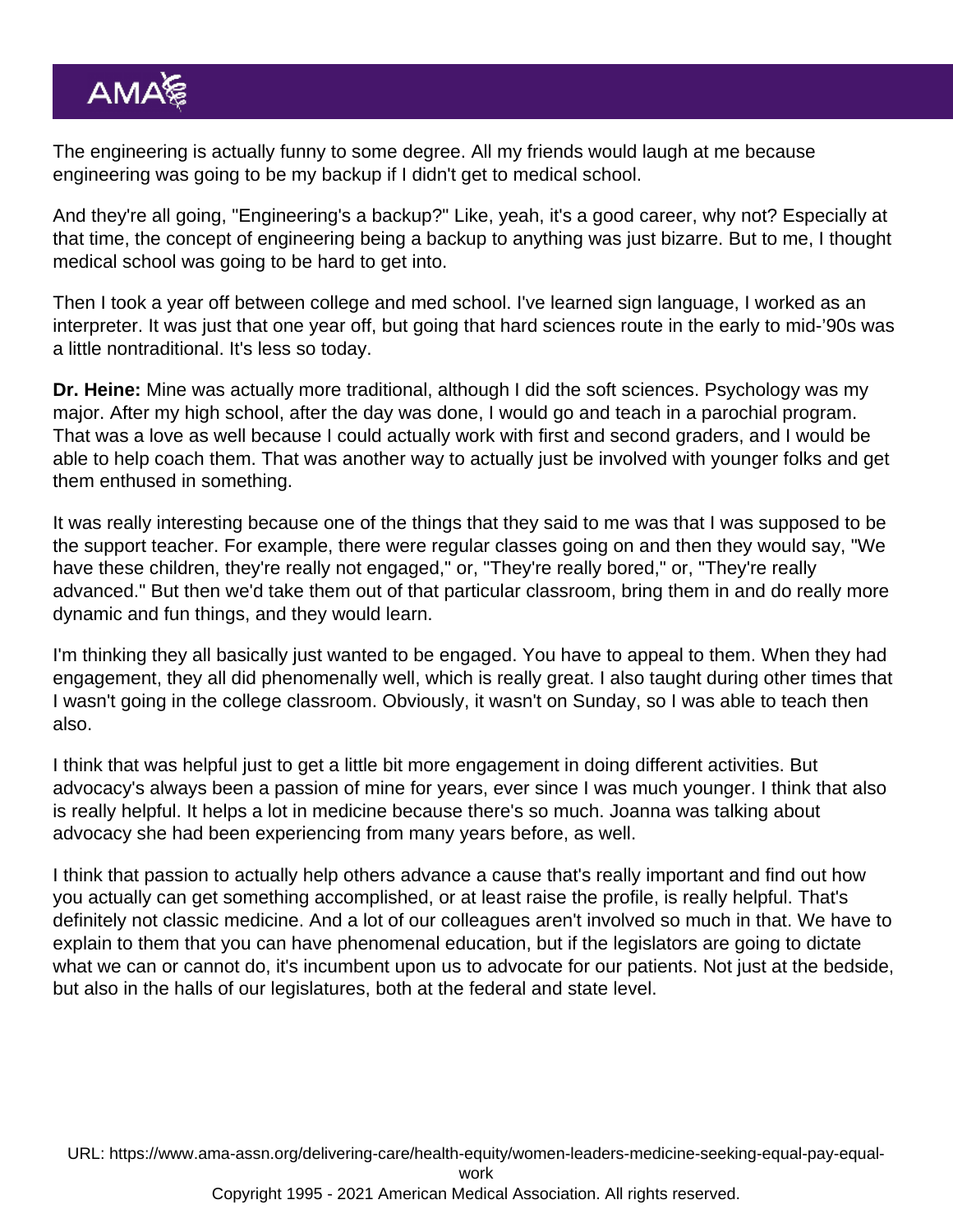The engineering is actually funny to some degree. All my friends would laugh at me because engineering was going to be my backup if I didn't get to medical school.

And they're all going, "Engineering's a backup?" Like, yeah, it's a good career, why not? Especially at that time, the concept of engineering being a backup to anything was just bizarre. But to me, I thought medical school was going to be hard to get into.

Then I took a year off between college and med school. I've learned sign language, I worked as an interpreter. It was just that one year off, but going that hard sciences route in the early to mid-'90s was a little nontraditional. It's less so today.

**Dr. Heine:** Mine was actually more traditional, although I did the soft sciences. Psychology was my major. After my high school, after the day was done, I would go and teach in a parochial program. That was a love as well because I could actually work with first and second graders, and I would be able to help coach them. That was another way to actually just be involved with younger folks and get them enthused in something.

It was really interesting because one of the things that they said to me was that I was supposed to be the support teacher. For example, there were regular classes going on and then they would say, "We have these children, they're really not engaged," or, "They're really bored," or, "They're really advanced." But then we'd take them out of that particular classroom, bring them in and do really more dynamic and fun things, and they would learn.

I'm thinking they all basically just wanted to be engaged. You have to appeal to them. When they had engagement, they all did phenomenally well, which is really great. I also taught during other times that I wasn't going in the college classroom. Obviously, it wasn't on Sunday, so I was able to teach then also.

I think that was helpful just to get a little bit more engagement in doing different activities. But advocacy's always been a passion of mine for years, ever since I was much younger. I think that also is really helpful. It helps a lot in medicine because there's so much. Joanna was talking about advocacy she had been experiencing from many years before, as well.

I think that passion to actually help others advance a cause that's really important and find out how you actually can get something accomplished, or at least raise the profile, is really helpful. That's definitely not classic medicine. And a lot of our colleagues aren't involved so much in that. We have to explain to them that you can have phenomenal education, but if the legislators are going to dictate what we can or cannot do, it's incumbent upon us to advocate for our patients. Not just at the bedside, but also in the halls of our legislatures, both at the federal and state level.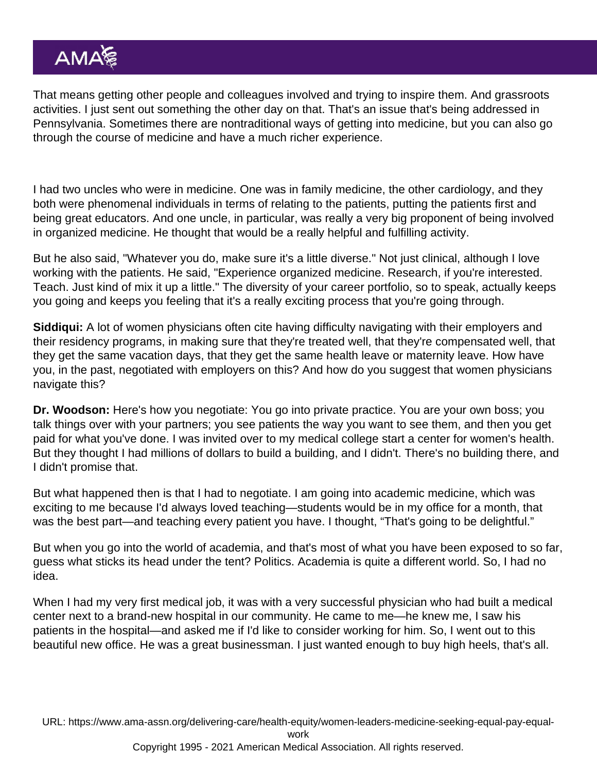That means getting other people and colleagues involved and trying to inspire them. And grassroots activities. I just sent out something the other day on that. That's an issue that's being addressed in Pennsylvania. Sometimes there are nontraditional ways of getting into medicine, but you can also go through the course of medicine and have a much richer experience.

I had two uncles who were in medicine. One was in family medicine, the other cardiology, and they both were phenomenal individuals in terms of relating to the patients, putting the patients first and being great educators. And one uncle, in particular, was really a very big proponent of being involved in organized medicine. He thought that would be a really helpful and fulfilling activity.

But he also said, "Whatever you do, make sure it's a little diverse." Not just clinical, although I love working with the patients. He said, "Experience organized medicine. Research, if you're interested. Teach. Just kind of mix it up a little." The diversity of your career portfolio, so to speak, actually keeps you going and keeps you feeling that it's a really exciting process that you're going through.

**Siddiqui:** A lot of women physicians often cite having difficulty navigating with their employers and their residency programs, in making sure that they're treated well, that they're compensated well, that they get the same vacation days, that they get the same health leave or maternity leave. How have you, in the past, negotiated with employers on this? And how do you suggest that women physicians navigate this?

**Dr. Woodson:** Here's how you negotiate: You go into private practice. You are your own boss; you talk things over with your partners; you see patients the way you want to see them, and then you get paid for what you've done. I was invited over to my medical college start a center for women's health. But they thought I had millions of dollars to build a building, and I didn't. There's no building there, and I didn't promise that.

But what happened then is that I had to negotiate. I am going into academic medicine, which was exciting to me because I'd always loved teaching—students would be in my office for a month, that was the best part—and teaching every patient you have. I thought, "That's going to be delightful."

But when you go into the world of academia, and that's most of what you have been exposed to so far, guess what sticks its head under the tent? Politics. Academia is quite a different world. So, I had no idea.

When I had my very first medical job, it was with a very successful physician who had built a medical center next to a brand-new hospital in our community. He came to me—he knew me, I saw his patients in the hospital—and asked me if I'd like to consider working for him. So, I went out to this beautiful new office. He was a great businessman. I just wanted enough to buy high heels, that's all.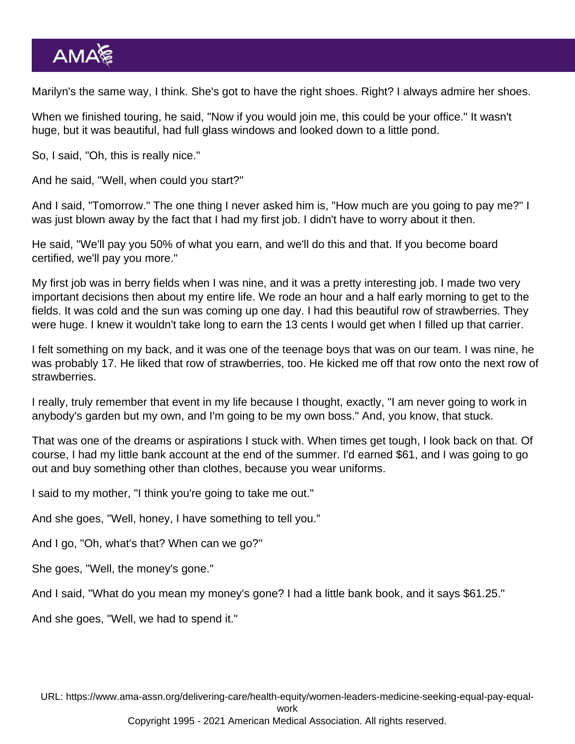Marilyn's the same way, I think. She's got to have the right shoes. Right? I always admire her shoes.

When we finished touring, he said, "Now if you would join me, this could be your office." It wasn't huge, but it was beautiful, had full glass windows and looked down to a little pond.

So, I said, "Oh, this is really nice."

And he said, "Well, when could you start?"

And I said, "Tomorrow." The one thing I never asked him is, "How much are you going to pay me?" I was just blown away by the fact that I had my first job. I didn't have to worry about it then.

He said, "We'll pay you 50% of what you earn, and we'll do this and that. If you become board certified, we'll pay you more."

My first job was in berry fields when I was nine, and it was a pretty interesting job. I made two very important decisions then about my entire life. We rode an hour and a half early morning to get to the fields. It was cold and the sun was coming up one day. I had this beautiful row of strawberries. They were huge. I knew it wouldn't take long to earn the 13 cents I would get when I filled up that carrier.

I felt something on my back, and it was one of the teenage boys that was on our team. I was nine, he was probably 17. He liked that row of strawberries, too. He kicked me off that row onto the next row of strawberries.

I really, truly remember that event in my life because I thought, exactly, "I am never going to work in anybody's garden but my own, and I'm going to be my own boss." And, you know, that stuck.

That was one of the dreams or aspirations I stuck with. When times get tough, I look back on that. Of course, I had my little bank account at the end of the summer. I'd earned $61, and I was going to go out and buy something other than clothes, because you wear uniforms.

I said to my mother, "I think you're going to take me out."

And she goes, "Well, honey, I have something to tell you."

And I go, "Oh, what's that? When can we go?"

She goes, "Well, the money's gone."

And I said, "What do you mean my money's gone? I had a little bank book, and it says $61.25."

And she goes, "Well, we had to spend it."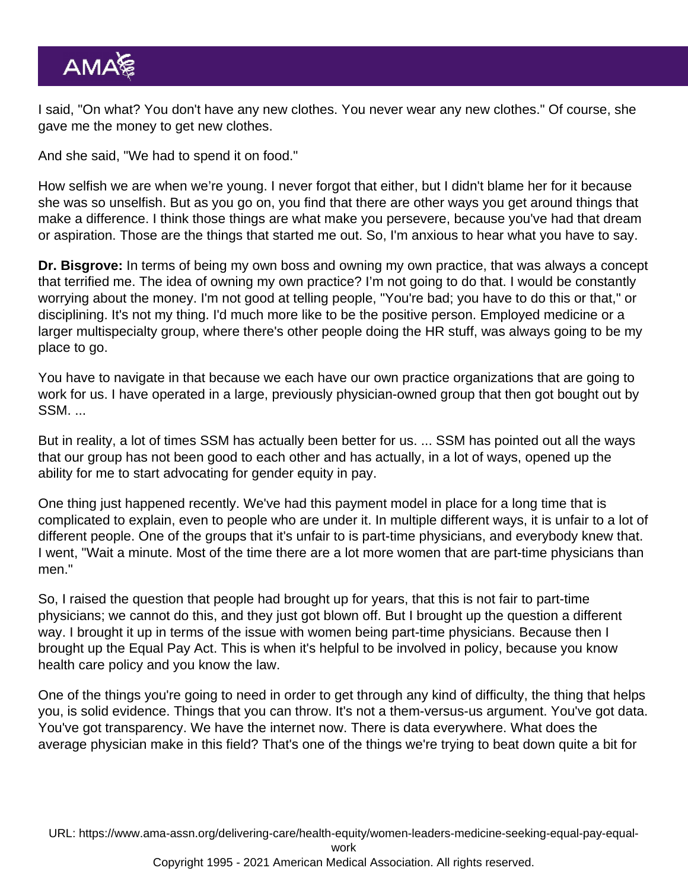I said, "On what? You don't have any new clothes. You never wear any new clothes." Of course, she gave me the money to get new clothes.

And she said, "We had to spend it on food."

How selfish we are when we're young. I never forgot that either, but I didn't blame her for it because she was so unselfish. But as you go on, you find that there are other ways you get around things that make a difference. I think those things are what make you persevere, because you've had that dream or aspiration. Those are the things that started me out. So, I'm anxious to hear what you have to say.

**Dr. Bisgrove:** In terms of being my own boss and owning my own practice, that was always a concept that terrified me. The idea of owning my own practice? I'm not going to do that. I would be constantly worrying about the money. I'm not good at telling people, "You're bad; you have to do this or that," or disciplining. It's not my thing. I'd much more like to be the positive person. Employed medicine or a larger multispecialty group, where there's other people doing the HR stuff, was always going to be my place to go.

You have to navigate in that because we each have our own practice organizations that are going to work for us. I have operated in a large, previously physician-owned group that then got bought out by SSM. ...

But in reality, a lot of times SSM has actually been better for us. ... SSM has pointed out all the ways that our group has not been good to each other and has actually, in a lot of ways, opened up the ability for me to start advocating for gender equity in pay.

One thing just happened recently. We've had this payment model in place for a long time that is complicated to explain, even to people who are under it. In multiple different ways, it is unfair to a lot of different people. One of the groups that it's unfair to is part-time physicians, and everybody knew that. I went, "Wait a minute. Most of the time there are a lot more women that are part-time physicians than men."

So, I raised the question that people had brought up for years, that this is not fair to part-time physicians; we cannot do this, and they just got blown off. But I brought up the question a different way. I brought it up in terms of the issue with women being part-time physicians. Because then I brought up the Equal Pay Act. This is when it's helpful to be involved in policy, because you know health care policy and you know the law.

One of the things you're going to need in order to get through any kind of difficulty, the thing that helps you, is solid evidence. Things that you can throw. It's not a them-versus-us argument. You've got data. You've got transparency. We have the internet now. There is data everywhere. What does the average physician make in this field? That's one of the things we're trying to beat down quite a bit for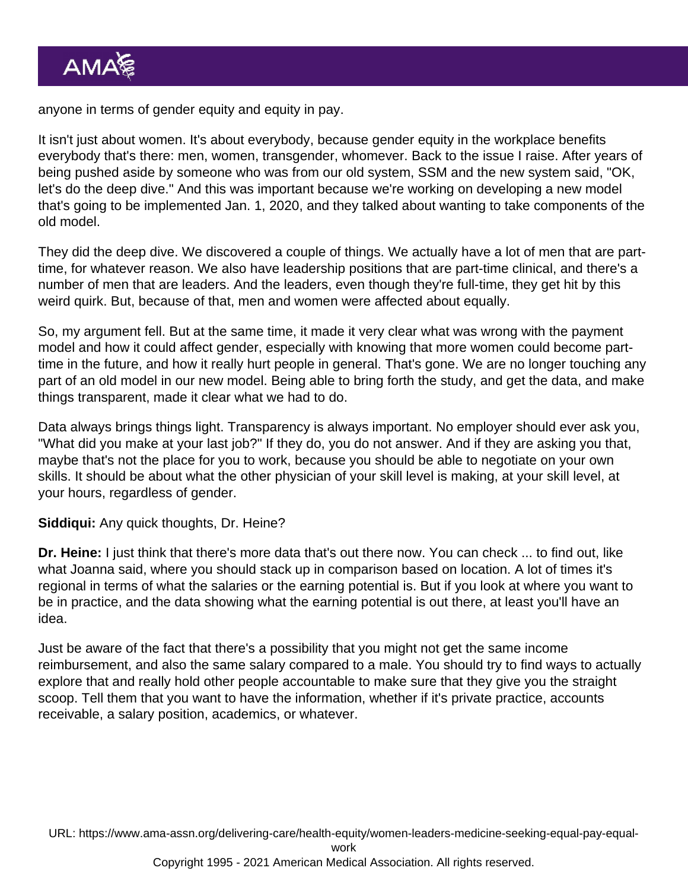anyone in terms of gender equity and equity in pay.

It isn't just about women. It's about everybody, because gender equity in the workplace benefits everybody that's there: men, women, transgender, whomever. Back to the issue I raise. After years of being pushed aside by someone who was from our old system, SSM and the new system said, "OK, let's do the deep dive." And this was important because we're working on developing a new model that's going to be implemented Jan. 1, 2020, and they talked about wanting to take components of the old model.

They did the deep dive. We discovered a couple of things. We actually have a lot of men that are part-time, for whatever reason. We also have leadership positions that are part-time clinical, and there's a number of men that are leaders. And the leaders, even though they're full-time, they get hit by this weird quirk. But, because of that, men and women were affected about equally.

So, my argument fell. But at the same time, it made it very clear what was wrong with the payment model and how it could affect gender, especially with knowing that more women could become part-time in the future, and how it really hurt people in general. That's gone. We are no longer touching any part of an old model in our new model. Being able to bring forth the study, and get the data, and make things transparent, made it clear what we had to do.

Data always brings things light. Transparency is always important. No employer should ever ask you, "What did you make at your last job?" If they do, you do not answer. And if they are asking you that, maybe that's not the place for you to work, because you should be able to negotiate on your own skills. It should be about what the other physician of your skill level is making, at your skill level, at your hours, regardless of gender.

**Siddiqui:** Any quick thoughts, Dr. Heine?

**Dr. Heine:** I just think that there's more data that's out there now. You can check ... to find out, like what Joanna said, where you should stack up in comparison based on location. A lot of times it's regional in terms of what the salaries or the earning potential is. But if you look at where you want to be in practice, and the data showing what the earning potential is out there, at least you'll have an idea.

Just be aware of the fact that there's a possibility that you might not get the same income reimbursement, and also the same salary compared to a male. You should try to find ways to actually explore that and really hold other people accountable to make sure that they give you the straight scoop. Tell them that you want to have the information, whether if it's private practice, accounts receivable, a salary position, academics, or whatever.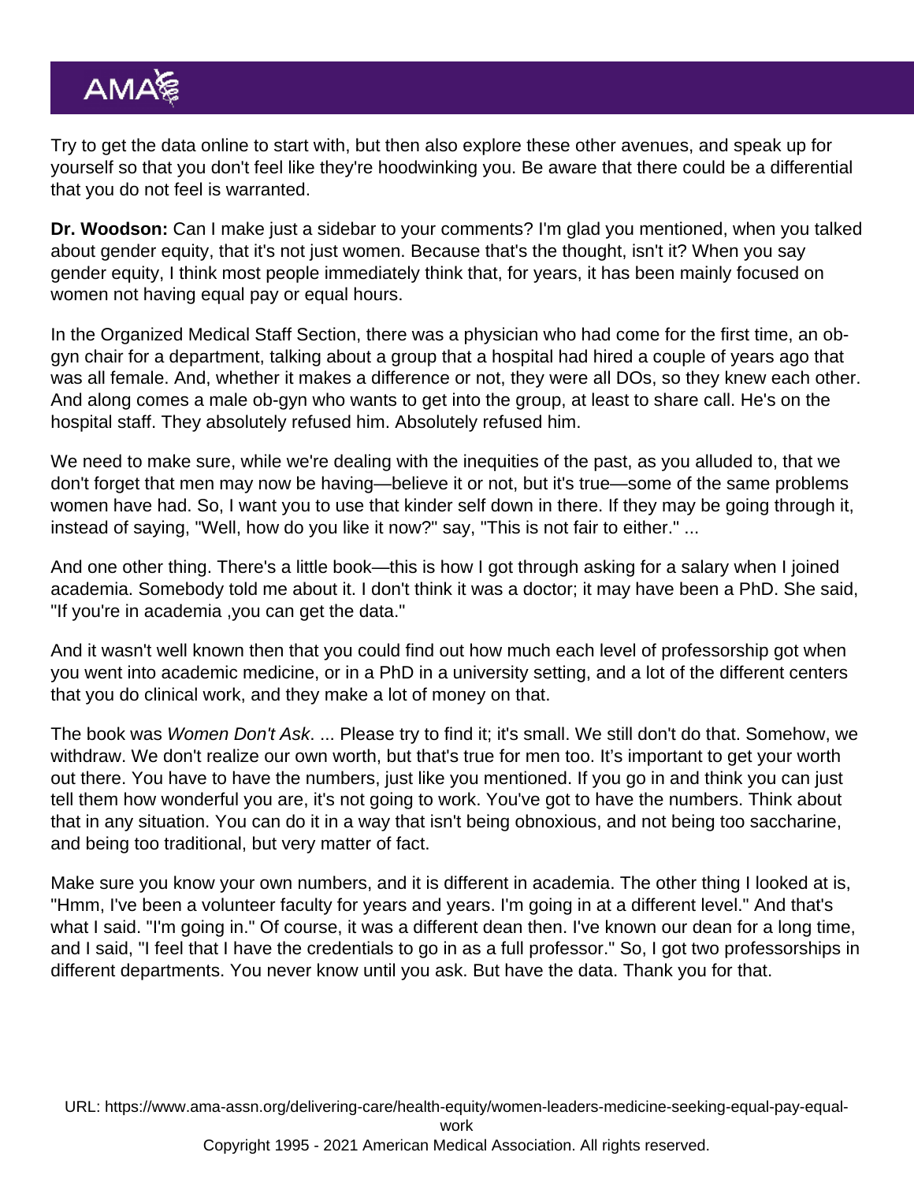Try to get the data online to start with, but then also explore these other avenues, and speak up for yourself so that you don't feel like they're hoodwinking you. Be aware that there could be a differential that you do not feel is warranted.

**Dr. Woodson:** Can I make just a sidebar to your comments? I'm glad you mentioned, when you talked about gender equity, that it's not just women. Because that's the thought, isn't it? When you say gender equity, I think most people immediately think that, for years, it has been mainly focused on women not having equal pay or equal hours.

In the Organized Medical Staff Section, there was a physician who had come for the first time, an ob-gyn chair for a department, talking about a group that a hospital had hired a couple of years ago that was all female. And, whether it makes a difference or not, they were all DOs, so they knew each other. And along comes a male ob-gyn who wants to get into the group, at least to share call. He's on the hospital staff. They absolutely refused him. Absolutely refused him.

We need to make sure, while we're dealing with the inequities of the past, as you alluded to, that we don't forget that men may now be having—believe it or not, but it's true—some of the same problems women have had. So, I want you to use that kinder self down in there. If they may be going through it, instead of saying, "Well, how do you like it now?" say, "This is not fair to either." ...

And one other thing. There's a little book—this is how I got through asking for a salary when I joined academia. Somebody told me about it. I don't think it was a doctor; it may have been a PhD. She said, "If you're in academia ,you can get the data."

And it wasn't well known then that you could find out how much each level of professorship got when you went into academic medicine, or in a PhD in a university setting, and a lot of the different centers that you do clinical work, and they make a lot of money on that.

The book was *Women Don't Ask*. ... Please try to find it; it's small. We still don't do that. Somehow, we withdraw. We don't realize our own worth, but that's true for men too. It's important to get your worth out there. You have to have the numbers, just like you mentioned. If you go in and think you can just tell them how wonderful you are, it's not going to work. You've got to have the numbers. Think about that in any situation. You can do it in a way that isn't being obnoxious, and not being too saccharine, and being too traditional, but very matter of fact.

Make sure you know your own numbers, and it is different in academia. The other thing I looked at is, "Hmm, I've been a volunteer faculty for years and years. I'm going in at a different level." And that's what I said. "I'm going in." Of course, it was a different dean then. I've known our dean for a long time, and I said, "I feel that I have the credentials to go in as a full professor." So, I got two professorships in different departments. You never know until you ask. But have the data. Thank you for that.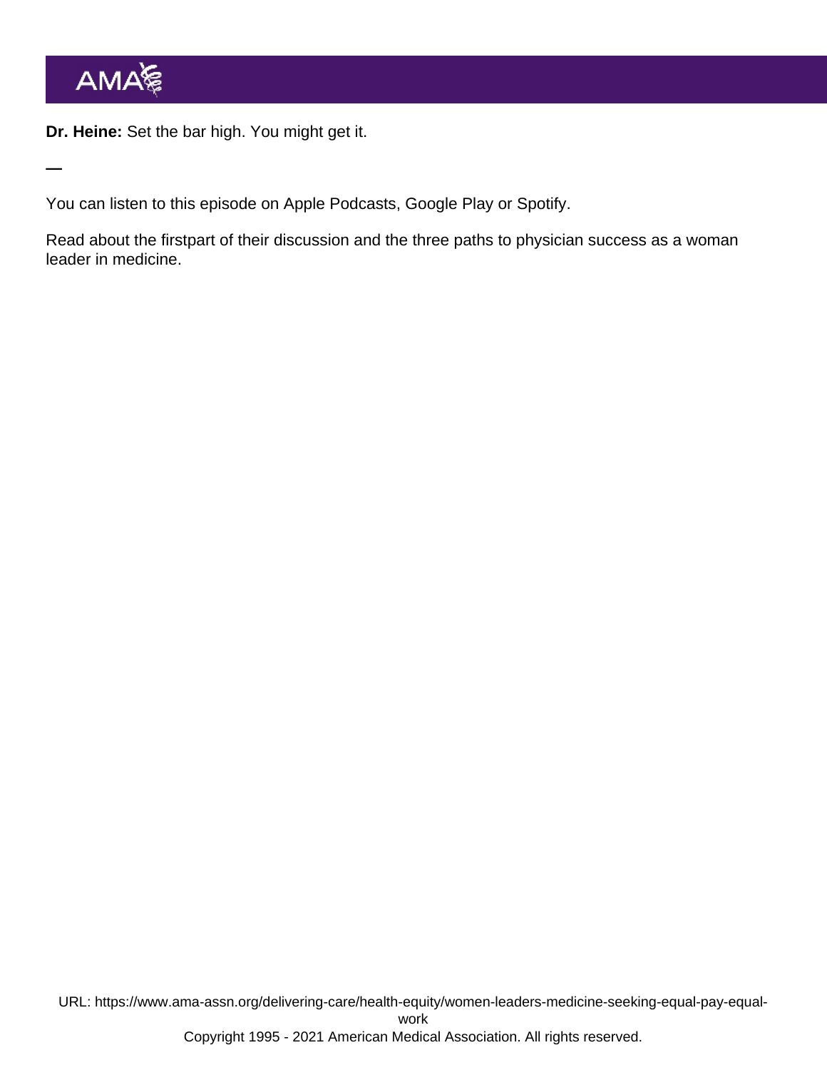**Dr. Heine:** Set the bar high. You might get it.

—

You can listen to this episode on Apple Podcasts, Google Play or Spotify.

Read about the firstpart of their discussion and the three paths to physician success as a woman leader in medicine.